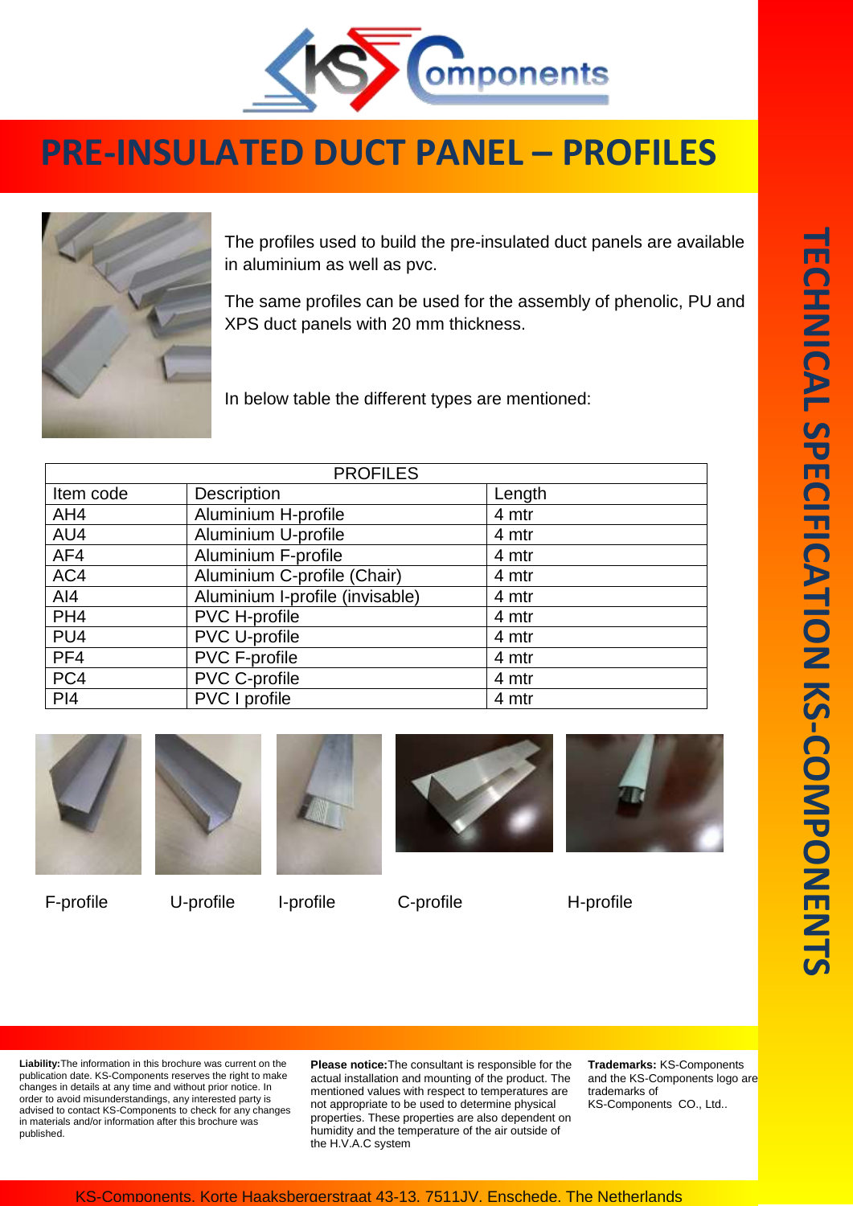# PRE-INSULATED DUCT PANEL – PROFILES

The profiles used to build the pre-insulated duct panels are available in aluminium as well as pvc.

The same profiles can be used for the assembly of phenolic, PU and XPS duct panels with 20 mm thickness.

In below table the different types are mentioned:

| PROFILES | | |
|---|---|---|
| Item code | Description | Length |
| AH4 | Aluminium H-profile | 4 mtr |
| AU4 | Aluminium U-profile | 4 mtr |
| AF4 | Aluminium F-profile | 4 mtr |
| AC4 | Aluminium C-profile (Chair) | 4 mtr |
| AI4 | Aluminium I-profile (invisable) | 4 mtr |
| PH4 | PVC H-profile | 4 mtr |
| PU4 | PVC U-profile | 4 mtr |
| PF4 | PVC F-profile | 4 mtr |
| PC4 | PVC C-profile | 4 mtr |
| PI4 | PVC I profile | 4 mtr |

F-profile U-profile I-profile C-profile H-profile

TECHNICAL SPECIFICATION KS-COMPONENTS

**Liability:** The information in this brochure was current on the publication date. KS-Components reserves the right to make changes in details at any time and without prior notice. In order to avoid misunderstandings, any interested party is advised to contact KS-Components to check for any changes in materials and/or information after this brochure was published.

**Please notice:** The consultant is responsible for the actual installation and mounting of the product. The mentioned values with respect to temperatures are not appropriate to be used to determine physical properties. These properties are also dependent on humidity and the temperature of the air outside of the H.V.A.C system

**Trademarks:** KS-Components and the KS-Components logo are trademarks of KS-Components CO., Ltd..

KS-Components, Korte Haaksbergerstraat 43-13, 7511JV, Enschede, The Netherlands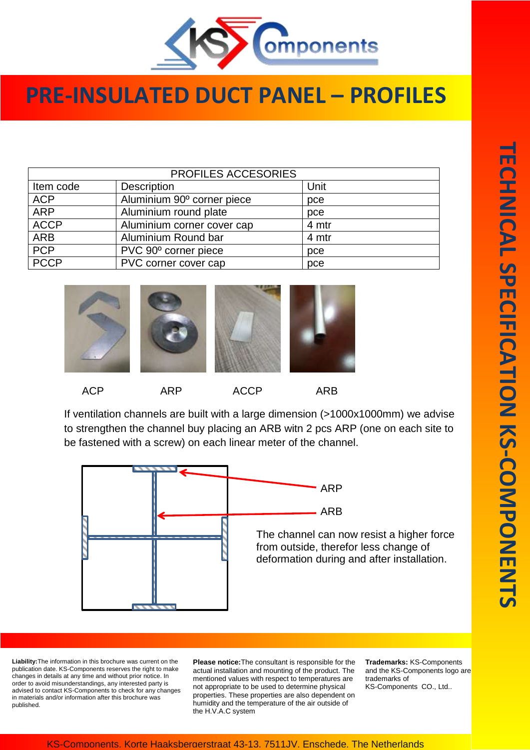# PRE-INSULATED DUCT PANEL – PROFILES

| PROFILES ACCESORIES | | |
|---|---|---|
| Item code | Description | Unit |
| ACP | Aluminium 90º corner piece | pce |
| ARP | Aluminium round plate | pce |
| ACCP | Aluminium corner cover cap | 4 mtr |
| ARB | Aluminium Round bar | 4 mtr |
| PCP | PVC 90º corner piece | pce |
| PCCP | PVC corner cover cap | pce |

ACP ARP ACCP ARB

If ventilation channels are built with a large dimension (>1000x1000mm) we advise to strengthen the channel buy placing an ARB witn 2 pcs ARP (one on each site to be fastened with a screw) on each linear meter of the channel.

ARP

ARB

The channel can now resist a higher force from outside, therefor less change of deformation during and after installation.

**Liability:** The information in this brochure was current on the publication date. KS-Components reserves the right to make changes in details at any time and without prior notice. In order to avoid misunderstandings, any interested party is advised to contact KS-Components to check for any changes in materials and/or information after this brochure was published.

**Please notice:** The consultant is responsible for the actual installation and mounting of the product. The mentioned values with respect to temperatures are not appropriate to be used to determine physical properties. These properties are also dependent on humidity and the temperature of the air outside of the H.V.A.C system

**Trademarks:** KS-Components and the KS-Components logo are trademarks of KS-Components CO., Ltd..

KS-Components, Korte Haaksbergerstraat 43-13, 7511JV, Enschede, The Netherlands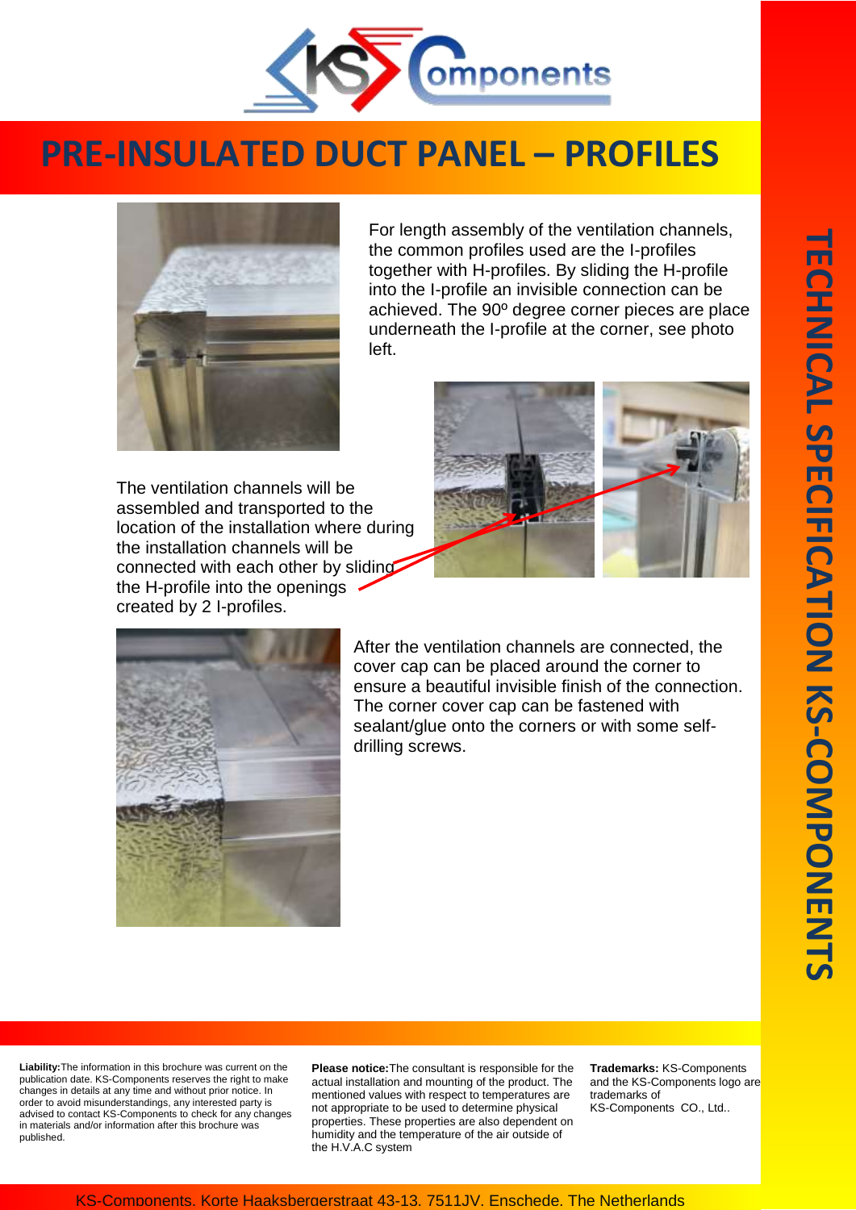# PRE-INSULATED DUCT PANEL – PROFILES

For length assembly of the ventilation channels, the common profiles used are the I-profiles together with H-profiles. By sliding the H-profile into the I-profile an invisible connection can be achieved. The 90º degree corner pieces are place underneath the I-profile at the corner, see photo left.

The ventilation channels will be assembled and transported to the location of the installation where during the installation channels will be connected with each other by sliding the H-profile into the openings created by 2 I-profiles.

After the ventilation channels are connected, the cover cap can be placed around the corner to ensure a beautiful invisible finish of the connection. The corner cover cap can be fastened with sealant/glue onto the corners or with some self-drilling screws.

TECHNICAL SPECIFICATION KS-COMPONENTS

**Liability:** The information in this brochure was current on the publication date. KS-Components reserves the right to make changes in details at any time and without prior notice. In order to avoid misunderstandings, any interested party is advised to contact KS-Components to check for any changes in materials and/or information after this brochure was published.

**Please notice:** The consultant is responsible for the actual installation and mounting of the product. The mentioned values with respect to temperatures are not appropriate to be used to determine physical properties. These properties are also dependent on humidity and the temperature of the air outside of the H.V.A.C system

**Trademarks:** KS-Components and the KS-Components logo are trademarks of KS-Components CO., Ltd..

KS-Components, Korte Haaksbergerstraat 43-13, 7511JV, Enschede, The Netherlands